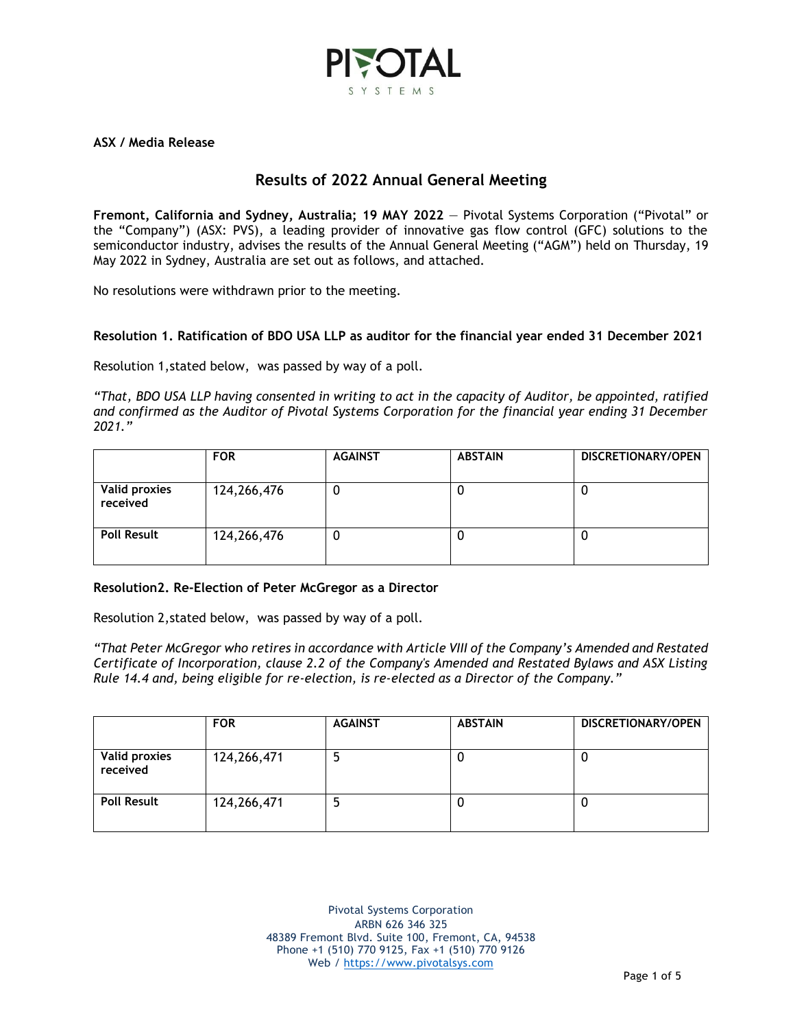**ASX / Media Release**

# Results of 2022 Annual General Meeting

**Fremont, California and Sydney, Australia; 19 MAY 2022** — Pivotal Systems Corporation ("Pivotal" or the "Company") (ASX: PVS), a leading provider of innovative gas flow control (GFC) solutions to the semiconductor industry, advises the results of the Annual General Meeting ("AGM") held on Thursday, 19 May 2022 in Sydney, Australia are set out as follows, and attached.

No resolutions were withdrawn prior to the meeting.

### Resolution 1. Ratification of BDO USA LLP as auditor for the financial year ended 31 December 2021

Resolution 1,stated below, was passed by way of a poll.

*"That, BDO USA LLP having consented in writing to act in the capacity of Auditor, be appointed, ratified and confirmed as the Auditor of Pivotal Systems Corporation for the financial year ending 31 December 2021."*

| | FOR | AGAINST | ABSTAIN | DISCRETIONARY/OPEN |
|---|---|---|---|---|
| **Valid proxies received** | 124,266,476 | 0 | 0 | 0 |
| **Poll Result** | 124,266,476 | 0 | 0 | 0 |

### Resolution2. Re-Election of Peter McGregor as a Director

Resolution 2,stated below, was passed by way of a poll.

*"That Peter McGregor who retires in accordance with Article VIII of the Company's Amended and Restated Certificate of Incorporation, clause 2.2 of the Company's Amended and Restated Bylaws and ASX Listing Rule 14.4 and, being eligible for re-election, is re-elected as a Director of the Company."*

| | FOR | AGAINST | ABSTAIN | DISCRETIONARY/OPEN |
|---|---|---|---|---|
| **Valid proxies received** | 124,266,471 | 5 | 0 | 0 |
| **Poll Result** | 124,266,471 | 5 | 0 | 0 |

Pivotal Systems Corporation
ARBN 626 346 325
48389 Fremont Blvd. Suite 100, Fremont, CA, 94538
Phone +1 (510) 770 9125, Fax +1 (510) 770 9126
Web / https://www.pivotalsys.com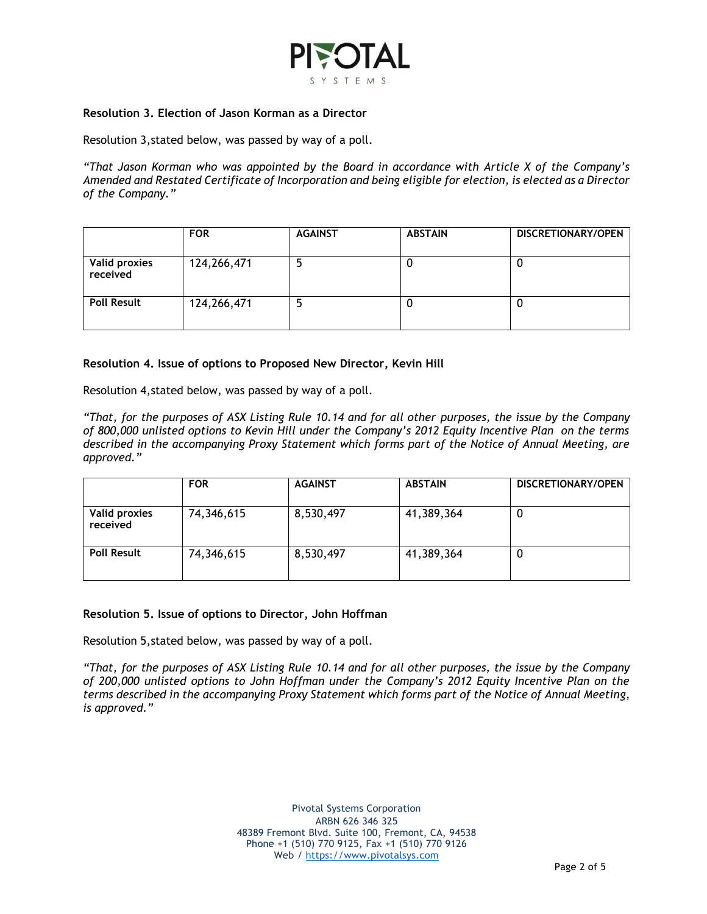**Resolution 3. Election of Jason Korman as a Director**

Resolution 3,stated below, was passed by way of a poll.

*"That Jason Korman who was appointed by the Board in accordance with Article X of the Company's Amended and Restated Certificate of Incorporation and being eligible for election, is elected as a Director of the Company."*

| | FOR | AGAINST | ABSTAIN | DISCRETIONARY/OPEN |
|---|---|---|---|---|
| **Valid proxies received** | 124,266,471 | 5 | 0 | 0 |
| **Poll Result** | 124,266,471 | 5 | 0 | 0 |

**Resolution 4. Issue of options to Proposed New Director, Kevin Hill**

Resolution 4,stated below, was passed by way of a poll.

*"That, for the purposes of ASX Listing Rule 10.14 and for all other purposes, the issue by the Company of 800,000 unlisted options to Kevin Hill under the Company's 2012 Equity Incentive Plan on the terms described in the accompanying Proxy Statement which forms part of the Notice of Annual Meeting, are approved."*

| | FOR | AGAINST | ABSTAIN | DISCRETIONARY/OPEN |
|---|---|---|---|---|
| **Valid proxies received** | 74,346,615 | 8,530,497 | 41,389,364 | 0 |
| **Poll Result** | 74,346,615 | 8,530,497 | 41,389,364 | 0 |

**Resolution 5. Issue of options to Director, John Hoffman**

Resolution 5,stated below, was passed by way of a poll.

*"That, for the purposes of ASX Listing Rule 10.14 and for all other purposes, the issue by the Company of 200,000 unlisted options to John Hoffman under the Company's 2012 Equity Incentive Plan on the terms described in the accompanying Proxy Statement which forms part of the Notice of Annual Meeting, is approved."*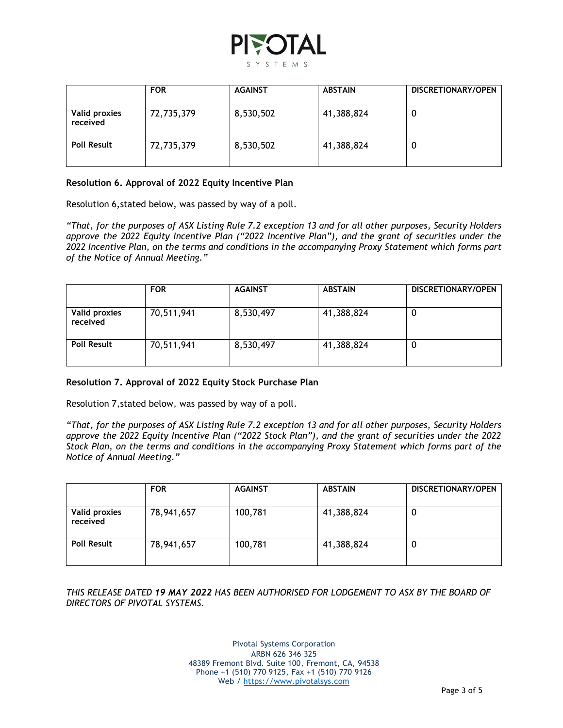| | FOR | AGAINST | ABSTAIN | DISCRETIONARY/OPEN |
|---|---|---|---|---|
| **Valid proxies received** | 72,735,379 | 8,530,502 | 41,388,824 | 0 |
| **Poll Result** | 72,735,379 | 8,530,502 | 41,388,824 | 0 |

**Resolution 6. Approval of 2022 Equity Incentive Plan**

Resolution 6,stated below, was passed by way of a poll.

*"That, for the purposes of ASX Listing Rule 7.2 exception 13 and for all other purposes, Security Holders approve the 2022 Equity Incentive Plan ("2022 Incentive Plan"), and the grant of securities under the 2022 Incentive Plan, on the terms and conditions in the accompanying Proxy Statement which forms part of the Notice of Annual Meeting."*

| | FOR | AGAINST | ABSTAIN | DISCRETIONARY/OPEN |
|---|---|---|---|---|
| **Valid proxies received** | 70,511,941 | 8,530,497 | 41,388,824 | 0 |
| **Poll Result** | 70,511,941 | 8,530,497 | 41,388,824 | 0 |

**Resolution 7. Approval of 2022 Equity Stock Purchase Plan**

Resolution 7,stated below, was passed by way of a poll.

*"That, for the purposes of ASX Listing Rule 7.2 exception 13 and for all other purposes, Security Holders approve the 2022 Equity Incentive Plan ("2022 Stock Plan"), and the grant of securities under the 2022 Stock Plan, on the terms and conditions in the accompanying Proxy Statement which forms part of the Notice of Annual Meeting."*

| | FOR | AGAINST | ABSTAIN | DISCRETIONARY/OPEN |
|---|---|---|---|---|
| **Valid proxies received** | 78,941,657 | 100,781 | 41,388,824 | 0 |
| **Poll Result** | 78,941,657 | 100,781 | 41,388,824 | 0 |

*THIS RELEASE DATED **19 MAY 2022** HAS BEEN AUTHORISED FOR LODGEMENT TO ASX BY THE BOARD OF DIRECTORS OF PIVOTAL SYSTEMS.*

Pivotal Systems Corporation
ARBN 626 346 325
48389 Fremont Blvd. Suite 100, Fremont, CA, 94538
Phone +1 (510) 770 9125, Fax +1 (510) 770 9126
Web / https://www.pivotalsys.com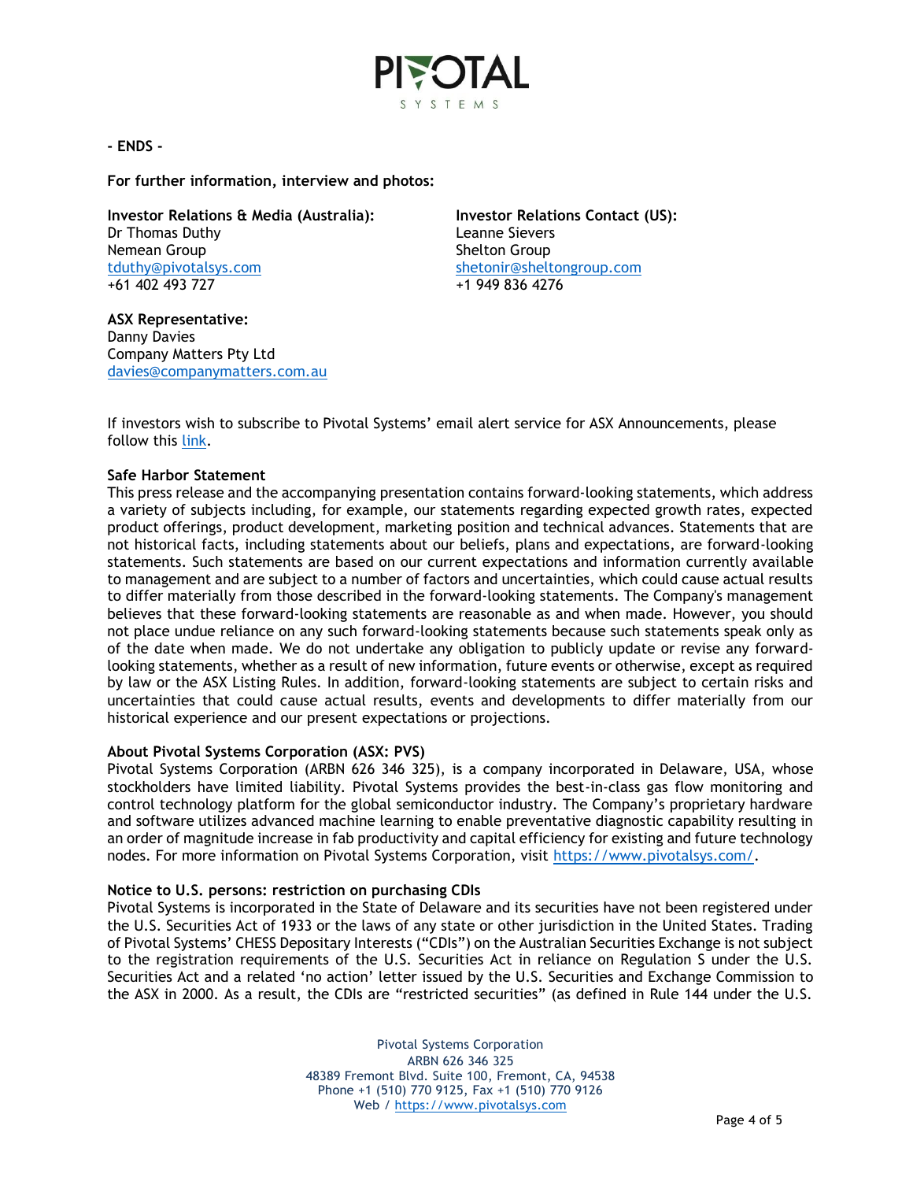**- ENDS -**

**For further information, interview and photos:**

**Investor Relations & Media (Australia):**
Dr Thomas Duthy
Nemean Group
tduthy@pivotalsys.com
+61 402 493 727

**Investor Relations Contact (US):**
Leanne Sievers
Shelton Group
shetonir@sheltongroup.com
+1 949 836 4276

**ASX Representative:**
Danny Davies
Company Matters Pty Ltd
davies@companymatters.com.au

If investors wish to subscribe to Pivotal Systems' email alert service for ASX Announcements, please follow this link.

**Safe Harbor Statement**

This press release and the accompanying presentation contains forward-looking statements, which address a variety of subjects including, for example, our statements regarding expected growth rates, expected product offerings, product development, marketing position and technical advances. Statements that are not historical facts, including statements about our beliefs, plans and expectations, are forward-looking statements. Such statements are based on our current expectations and information currently available to management and are subject to a number of factors and uncertainties, which could cause actual results to differ materially from those described in the forward-looking statements. The Company's management believes that these forward-looking statements are reasonable as and when made. However, you should not place undue reliance on any such forward-looking statements because such statements speak only as of the date when made. We do not undertake any obligation to publicly update or revise any forward-looking statements, whether as a result of new information, future events or otherwise, except as required by law or the ASX Listing Rules. In addition, forward-looking statements are subject to certain risks and uncertainties that could cause actual results, events and developments to differ materially from our historical experience and our present expectations or projections.

**About Pivotal Systems Corporation (ASX: PVS)**

Pivotal Systems Corporation (ARBN 626 346 325), is a company incorporated in Delaware, USA, whose stockholders have limited liability. Pivotal Systems provides the best-in-class gas flow monitoring and control technology platform for the global semiconductor industry. The Company's proprietary hardware and software utilizes advanced machine learning to enable preventative diagnostic capability resulting in an order of magnitude increase in fab productivity and capital efficiency for existing and future technology nodes. For more information on Pivotal Systems Corporation, visit https://www.pivotalsys.com/.

**Notice to U.S. persons: restriction on purchasing CDIs**

Pivotal Systems is incorporated in the State of Delaware and its securities have not been registered under the U.S. Securities Act of 1933 or the laws of any state or other jurisdiction in the United States. Trading of Pivotal Systems' CHESS Depositary Interests ("CDIs") on the Australian Securities Exchange is not subject to the registration requirements of the U.S. Securities Act in reliance on Regulation S under the U.S. Securities Act and a related 'no action' letter issued by the U.S. Securities and Exchange Commission to the ASX in 2000. As a result, the CDIs are "restricted securities" (as defined in Rule 144 under the U.S.

Pivotal Systems Corporation
ARBN 626 346 325
48389 Fremont Blvd. Suite 100, Fremont, CA, 94538
Phone +1 (510) 770 9125, Fax +1 (510) 770 9126
Web / https://www.pivotalsys.com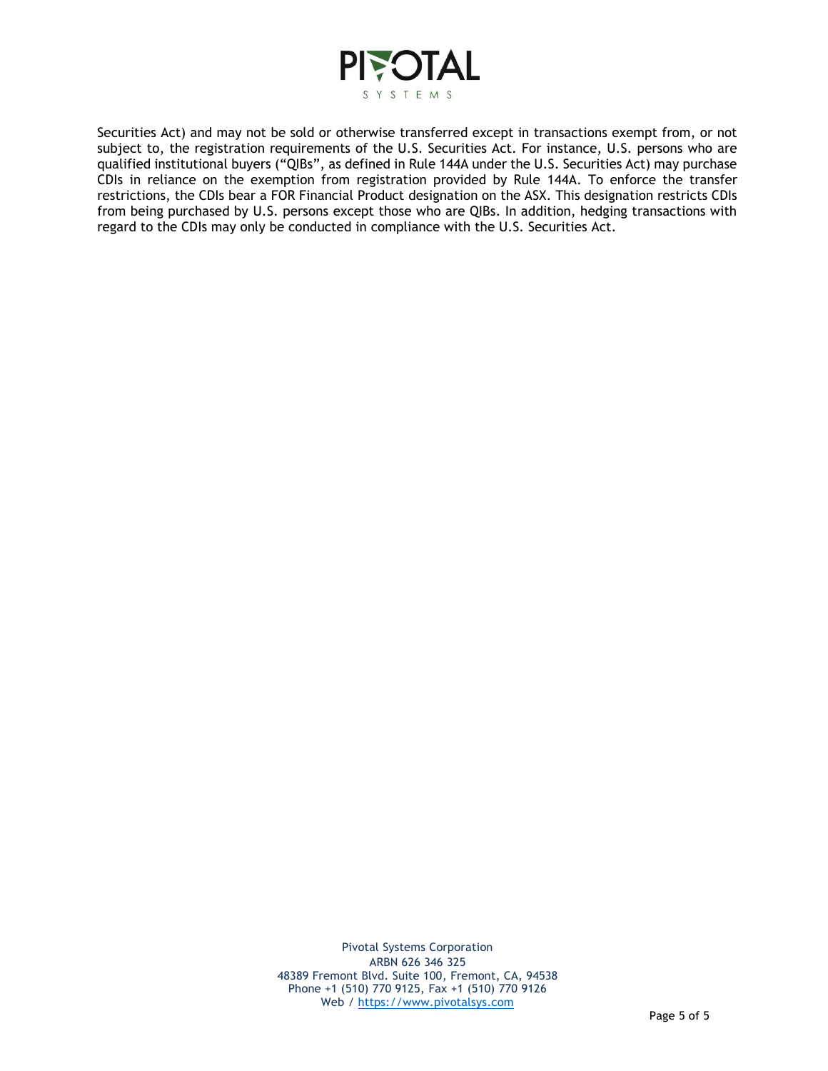Securities Act) and may not be sold or otherwise transferred except in transactions exempt from, or not subject to, the registration requirements of the U.S. Securities Act. For instance, U.S. persons who are qualified institutional buyers (“QIBs”, as defined in Rule 144A under the U.S. Securities Act) may purchase CDIs in reliance on the exemption from registration provided by Rule 144A. To enforce the transfer restrictions, the CDIs bear a FOR Financial Product designation on the ASX. This designation restricts CDIs from being purchased by U.S. persons except those who are QIBs. In addition, hedging transactions with regard to the CDIs may only be conducted in compliance with the U.S. Securities Act.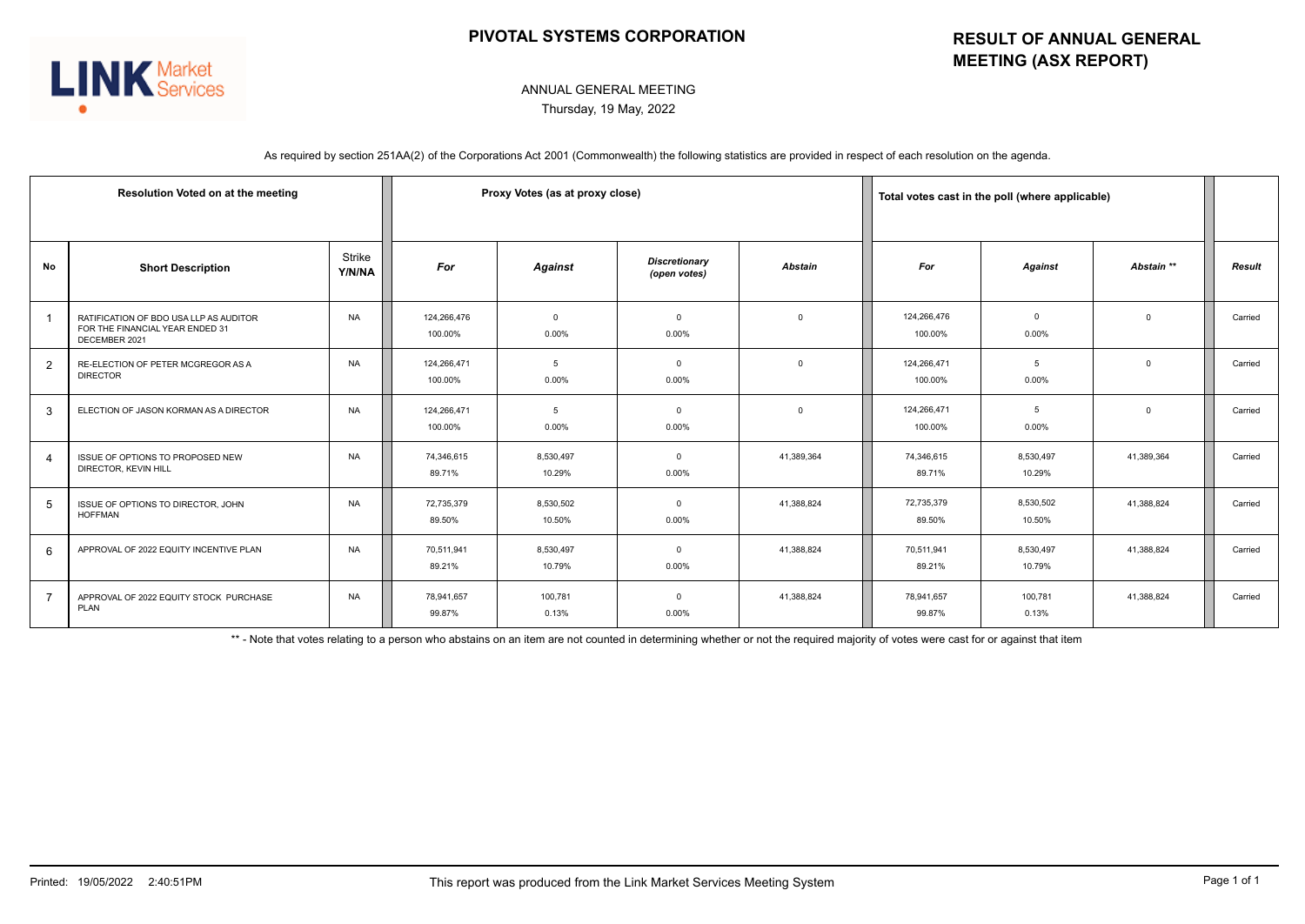# PIVOTAL SYSTEMS CORPORATION

## RESULT OF ANNUAL GENERAL MEETING (ASX REPORT)

ANNUAL GENERAL MEETING
Thursday, 19 May, 2022

As required by section 251AA(2) of the Corporations Act 2001 (Commonwealth) the following statistics are provided in respect of each resolution on the agenda.

| Resolution Voted on at the meeting | | | Proxy Votes (as at proxy close) | | | | Total votes cast in the poll (where applicable) | | | |
|---|---|---|---|---|---|---|---|---|---|---|
| **No** | **Short Description** | **Strike Y/N/NA** | ***For*** | ***Against*** | ***Discretionary (open votes)*** | ***Abstain*** | ***For*** | ***Against*** | ***Abstain \*\**** | ***Result*** |
| 1 | RATIFICATION OF BDO USA LLP AS AUDITOR FOR THE FINANCIAL YEAR ENDED 31 DECEMBER 2021 | NA | 124,266,476 100.00% | 0 0.00% | 0 0.00% | 0 | 124,266,476 100.00% | 0 0.00% | 0 | Carried |
| 2 | RE-ELECTION OF PETER MCGREGOR AS A DIRECTOR | NA | 124,266,471 100.00% | 5 0.00% | 0 0.00% | 0 | 124,266,471 100.00% | 5 0.00% | 0 | Carried |
| 3 | ELECTION OF JASON KORMAN AS A DIRECTOR | NA | 124,266,471 100.00% | 5 0.00% | 0 0.00% | 0 | 124,266,471 100.00% | 5 0.00% | 0 | Carried |
| 4 | ISSUE OF OPTIONS TO PROPOSED NEW DIRECTOR, KEVIN HILL | NA | 74,346,615 89.71% | 8,530,497 10.29% | 0 0.00% | 41,389,364 | 74,346,615 89.71% | 8,530,497 10.29% | 41,389,364 | Carried |
| 5 | ISSUE OF OPTIONS TO DIRECTOR, JOHN HOFFMAN | NA | 72,735,379 89.50% | 8,530,502 10.50% | 0 0.00% | 41,388,824 | 72,735,379 89.50% | 8,530,502 10.50% | 41,388,824 | Carried |
| 6 | APPROVAL OF 2022 EQUITY INCENTIVE PLAN | NA | 70,511,941 89.21% | 8,530,497 10.79% | 0 0.00% | 41,388,824 | 70,511,941 89.21% | 8,530,497 10.79% | 41,388,824 | Carried |
| 7 | APPROVAL OF 2022 EQUITY STOCK PURCHASE PLAN | NA | 78,941,657 99.87% | 100,781 0.13% | 0 0.00% | 41,388,824 | 78,941,657 99.87% | 100,781 0.13% | 41,388,824 | Carried |

** - Note that votes relating to a person who abstains on an item are not counted in determining whether or not the required majority of votes were cast for or against that item

Printed: 19/05/2022 2:40:51PM

This report was produced from the Link Market Services Meeting System